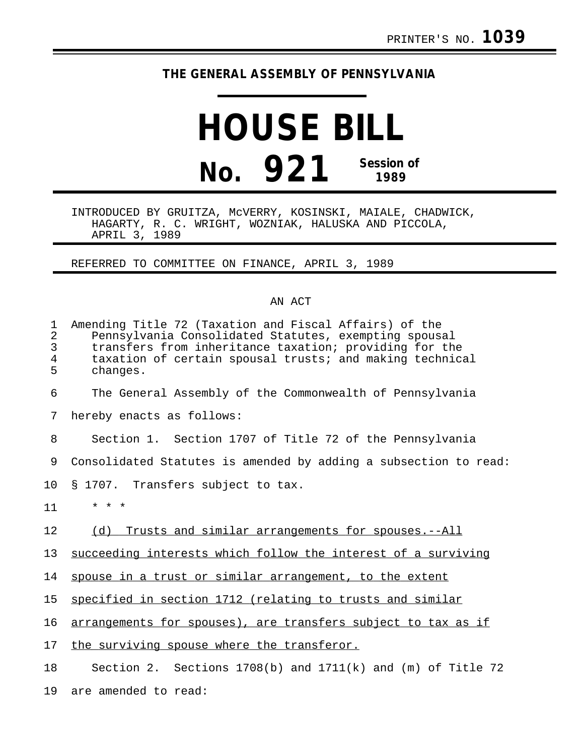PRINTER'S NO. **1039**

**THE GENERAL ASSEMBLY OF PENNSYLVANIA**

# HOUSE BILL

# No. 921 Session of 1989

INTRODUCED BY GRUITZA, McVERRY, KOSINSKI, MAIALE, CHADWICK, HAGARTY, R. C. WRIGHT, WOZNIAK, HALUSKA AND PICCOLA, APRIL 3, 1989

REFERRED TO COMMITTEE ON FINANCE, APRIL 3, 1989

AN ACT

Amending Title 72 (Taxation and Fiscal Affairs) of the Pennsylvania Consolidated Statutes, exempting spousal transfers from inheritance taxation; providing for the taxation of certain spousal trusts; and making technical changes.

The General Assembly of the Commonwealth of Pennsylvania hereby enacts as follows:

Section 1. Section 1707 of Title 72 of the Pennsylvania Consolidated Statutes is amended by adding a subsection to read:

§ 1707. Transfers subject to tax.

\* \* \*

<u>(d) Trusts and similar arrangements for spouses.--All succeeding interests which follow the interest of a surviving spouse in a trust or similar arrangement, to the extent specified in section 1712 (relating to trusts and similar arrangements for spouses), are transfers subject to tax as if the surviving spouse where the transferor.</u>

Section 2. Sections 1708(b) and 1711(k) and (m) of Title 72 are amended to read: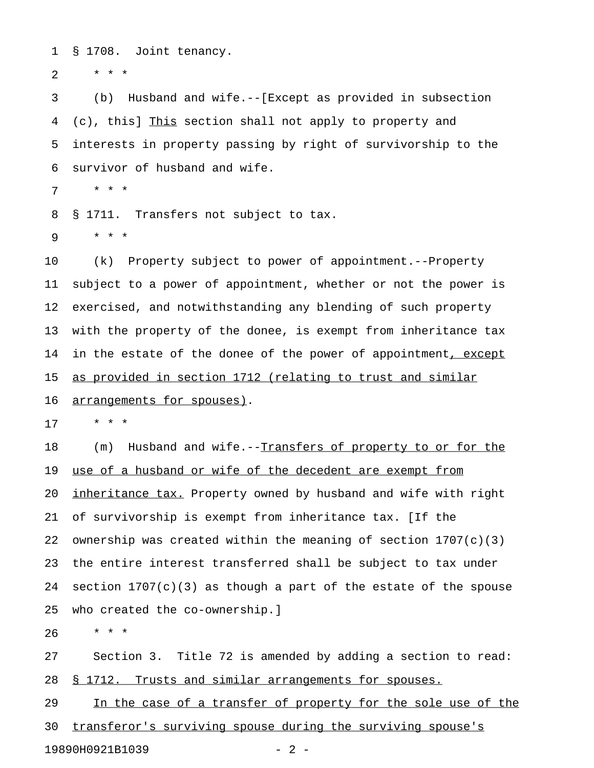§ 1708. Joint tenancy.

\* \* \*

(b) Husband and wife.--[Except as provided in subsection (c), this] <u>This</u> section shall not apply to property and interests in property passing by right of survivorship to the survivor of husband and wife.

\* \* \*

§ 1711. Transfers not subject to tax.

\* \* \*

(k) Property subject to power of appointment.--Property subject to a power of appointment, whether or not the power is exercised, and notwithstanding any blending of such property with the property of the donee, is exempt from inheritance tax in the estate of the donee of the power of appointment<u>, except as provided in section 1712 (relating to trust and similar arrangements for spouses)</u>.

\* \* \*

(m) Husband and wife.--<u>Transfers of property to or for the use of a husband or wife of the decedent are exempt from inheritance tax.</u> Property owned by husband and wife with right of survivorship is exempt from inheritance tax. [If the ownership was created within the meaning of section 1707(c)(3) the entire interest transferred shall be subject to tax under section 1707(c)(3) as though a part of the estate of the spouse who created the co-ownership.]

\* \* \*

Section 3. Title 72 is amended by adding a section to read:

<u>§ 1712. Trusts and similar arrangements for spouses.</u>

<u>In the case of a transfer of property for the sole use of the transferor's surviving spouse during the surviving spouse's</u>

19890H0921B1039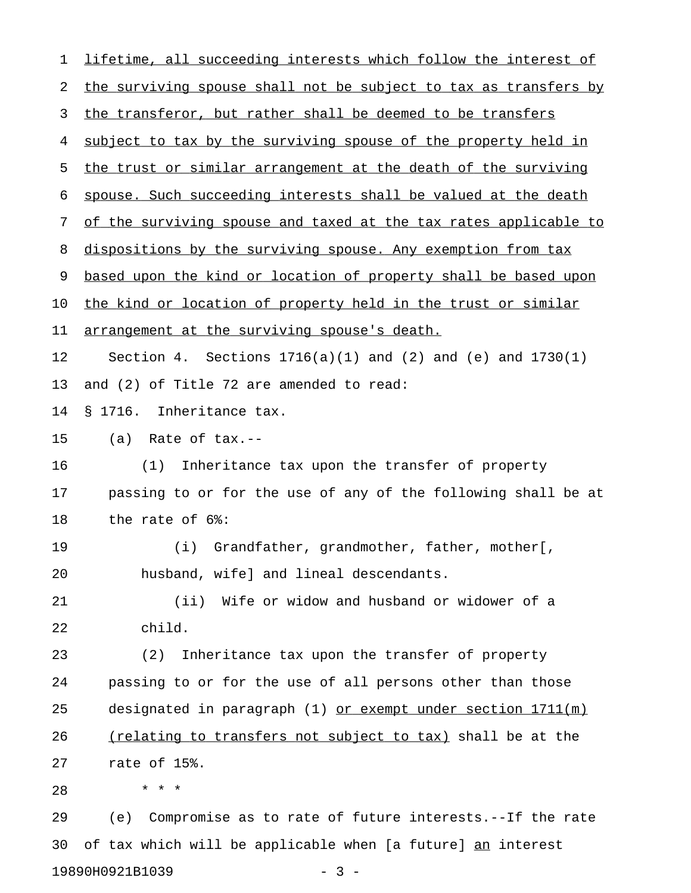lifetime, all succeeding interests which follow the interest of the surviving spouse shall not be subject to tax as transfers by the transferor, but rather shall be deemed to be transfers subject to tax by the surviving spouse of the property held in the trust or similar arrangement at the death of the surviving spouse. Such succeeding interests shall be valued at the death of the surviving spouse and taxed at the tax rates applicable to dispositions by the surviving spouse. Any exemption from tax based upon the kind or location of property shall be based upon the kind or location of property held in the trust or similar arrangement at the surviving spouse's death.

Section 4. Sections 1716(a)(1) and (2) and (e) and 1730(1) and (2) of Title 72 are amended to read:

§ 1716. Inheritance tax.

(a) Rate of tax.--

(1) Inheritance tax upon the transfer of property passing to or for the use of any of the following shall be at the rate of 6%:

(i) Grandfather, grandmother, father, mother[, husband, wife] and lineal descendants.

(ii) Wife or widow and husband or widower of a child.

(2) Inheritance tax upon the transfer of property passing to or for the use of all persons other than those designated in paragraph (1) or exempt under section 1711(m) (relating to transfers not subject to tax) shall be at the rate of 15%.

* * *

(e) Compromise as to rate of future interests.--If the rate of tax which will be applicable when [a future] an interest

19890H0921B1039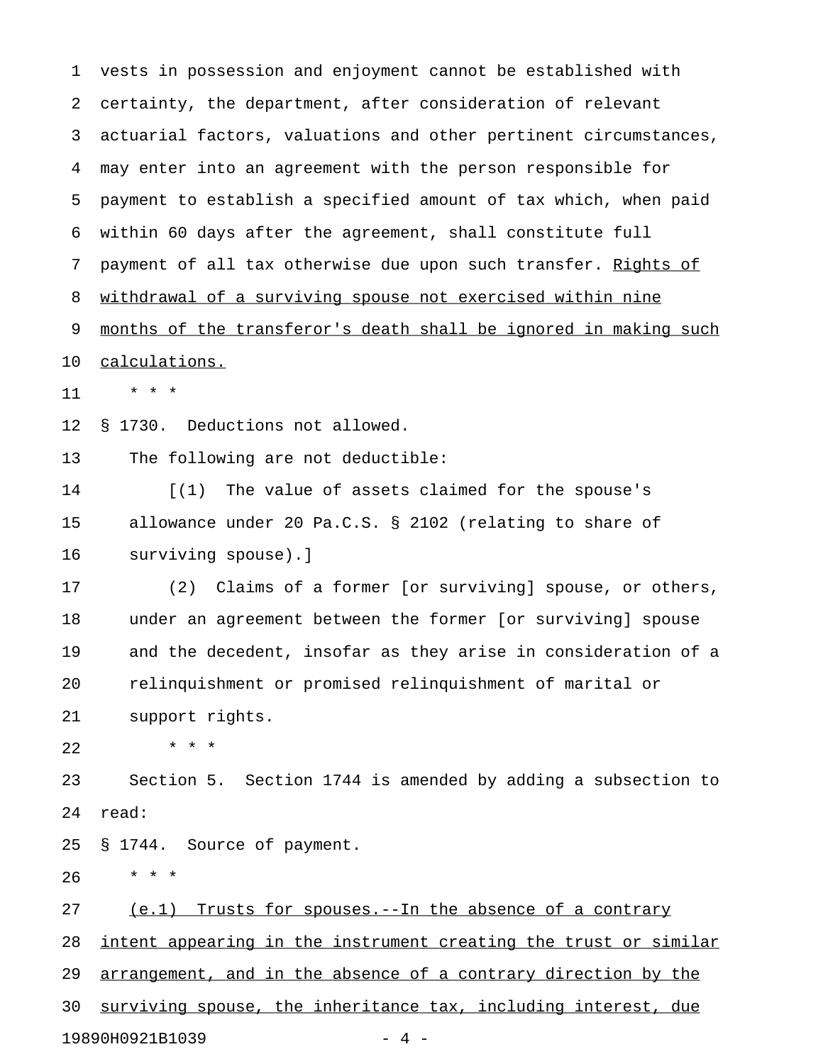vests in possession and enjoyment cannot be established with certainty, the department, after consideration of relevant actuarial factors, valuations and other pertinent circumstances, may enter into an agreement with the person responsible for payment to establish a specified amount of tax which, when paid within 60 days after the agreement, shall constitute full payment of all tax otherwise due upon such transfer. <u>Rights of withdrawal of a surviving spouse not exercised within nine months of the transferor's death shall be ignored in making such calculations.</u>

\* \* \*

§ 1730. Deductions not allowed.

The following are not deductible:

[(1) The value of assets claimed for the spouse's allowance under 20 Pa.C.S. § 2102 (relating to share of surviving spouse).]

(2) Claims of a former [or surviving] spouse, or others, under an agreement between the former [or surviving] spouse and the decedent, insofar as they arise in consideration of a relinquishment or promised relinquishment of marital or support rights.

\* \* \*

Section 5. Section 1744 is amended by adding a subsection to read:

§ 1744. Source of payment.

\* \* \*

<u>(e.1) Trusts for spouses.--In the absence of a contrary intent appearing in the instrument creating the trust or similar arrangement, and in the absence of a contrary direction by the surviving spouse, the inheritance tax, including interest, due</u>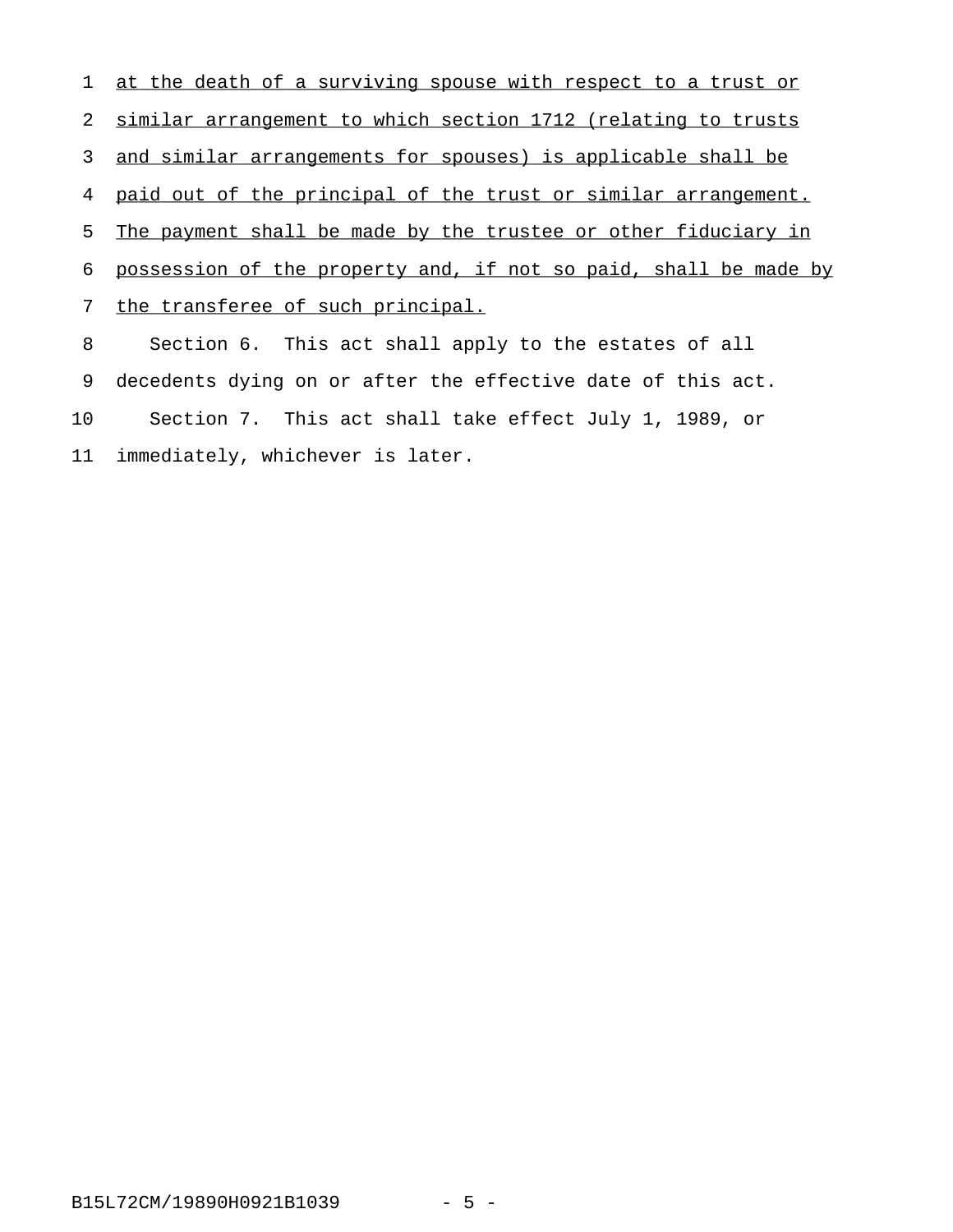at the death of a surviving spouse with respect to a trust or similar arrangement to which section 1712 (relating to trusts and similar arrangements for spouses) is applicable shall be paid out of the principal of the trust or similar arrangement. The payment shall be made by the trustee or other fiduciary in possession of the property and, if not so paid, shall be made by the transferee of such principal.

Section 6. This act shall apply to the estates of all decedents dying on or after the effective date of this act.

Section 7. This act shall take effect July 1, 1989, or immediately, whichever is later.